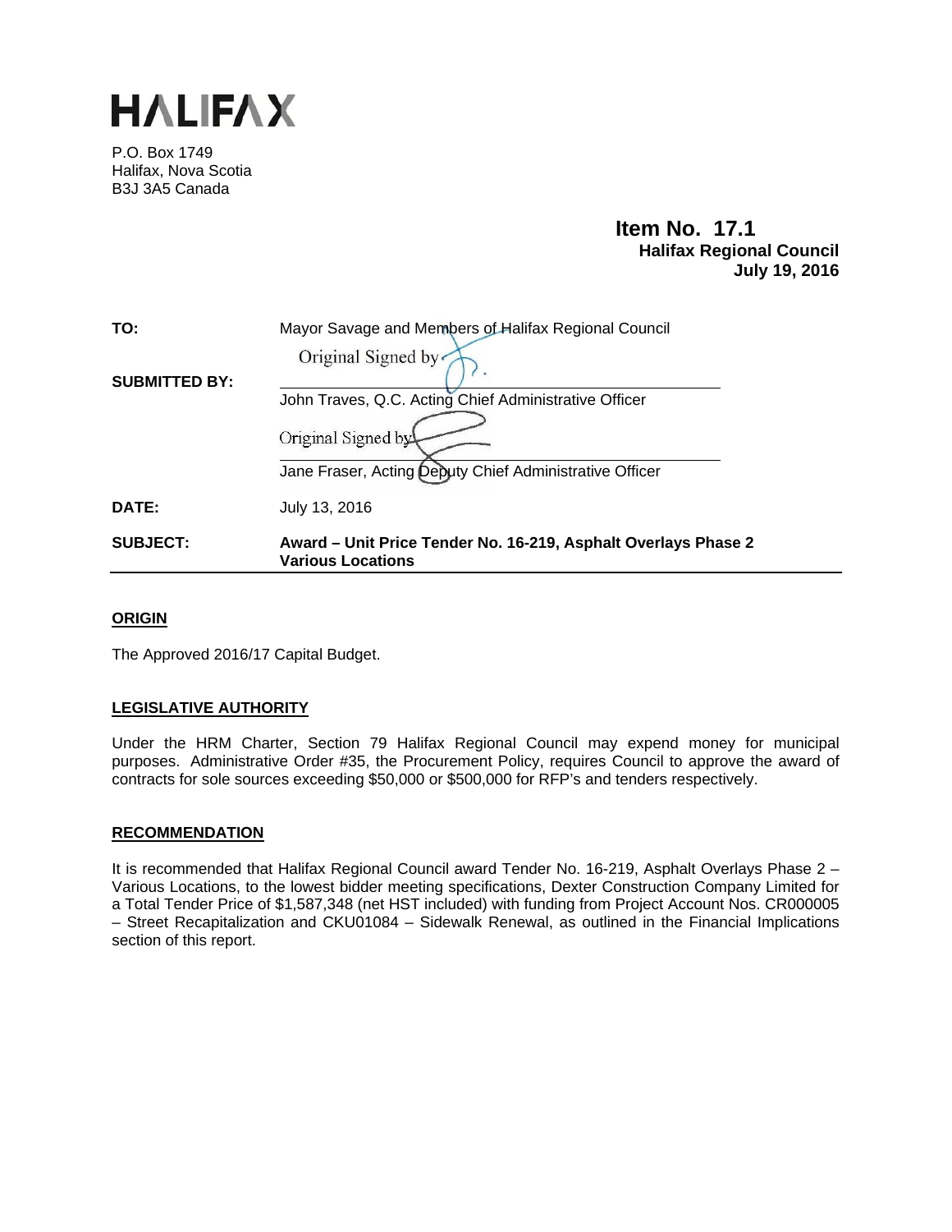# HALIFAX

P.O. Box 1749
Halifax, Nova Scotia
B3J 3A5 Canada

**Item No. 17.1**
**Halifax Regional Council**
**July 19, 2016**

| | |
|---|---|
| **TO:** | Mayor Savage and Members of Halifax Regional Council |
| **SUBMITTED BY:** | Original Signed by<br>John Traves, Q.C. Acting Chief Administrative Officer<br><br>Original Signed by<br>Jane Fraser, Acting Deputy Chief Administrative Officer |
| **DATE:** | July 13, 2016 |
| **SUBJECT:** | **Award – Unit Price Tender No. 16-219, Asphalt Overlays Phase 2 Various Locations** |

## ORIGIN

The Approved 2016/17 Capital Budget.

## LEGISLATIVE AUTHORITY

Under the HRM Charter, Section 79 Halifax Regional Council may expend money for municipal purposes. Administrative Order #35, the Procurement Policy, requires Council to approve the award of contracts for sole sources exceeding $50,000 or $500,000 for RFP's and tenders respectively.

## RECOMMENDATION

It is recommended that Halifax Regional Council award Tender No. 16-219, Asphalt Overlays Phase 2 – Various Locations, to the lowest bidder meeting specifications, Dexter Construction Company Limited for a Total Tender Price of $1,587,348 (net HST included) with funding from Project Account Nos. CR000005 – Street Recapitalization and CKU01084 – Sidewalk Renewal, as outlined in the Financial Implications section of this report.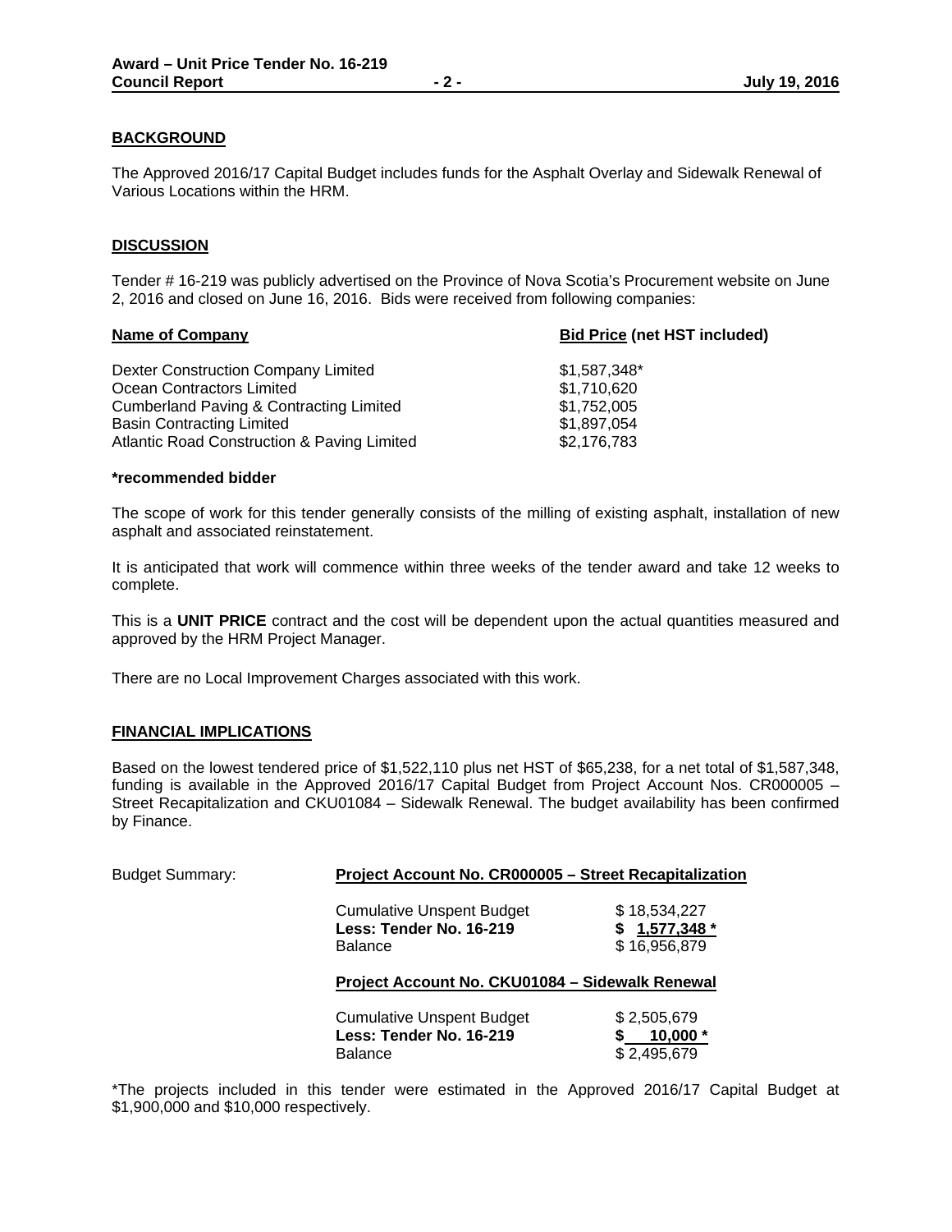## BACKGROUND

The Approved 2016/17 Capital Budget includes funds for the Asphalt Overlay and Sidewalk Renewal of Various Locations within the HRM.

## DISCUSSION

Tender # 16-219 was publicly advertised on the Province of Nova Scotia's Procurement website on June 2, 2016 and closed on June 16, 2016. Bids were received from following companies:

| Name of Company | Bid Price (net HST included) |
|---|---|
| Dexter Construction Company Limited | $1,587,348* |
| Ocean Contractors Limited | $1,710,620 |
| Cumberland Paving & Contracting Limited | $1,752,005 |
| Basin Contracting Limited | $1,897,054 |
| Atlantic Road Construction & Paving Limited | $2,176,783 |

**\*recommended bidder**

The scope of work for this tender generally consists of the milling of existing asphalt, installation of new asphalt and associated reinstatement.

It is anticipated that work will commence within three weeks of the tender award and take 12 weeks to complete.

This is a **UNIT PRICE** contract and the cost will be dependent upon the actual quantities measured and approved by the HRM Project Manager.

There are no Local Improvement Charges associated with this work.

## FINANCIAL IMPLICATIONS

Based on the lowest tendered price of $1,522,110 plus net HST of $65,238, for a net total of $1,587,348, funding is available in the Approved 2016/17 Capital Budget from Project Account Nos. CR000005 – Street Recapitalization and CKU01084 – Sidewalk Renewal. The budget availability has been confirmed by Finance.

Budget Summary:

**Project Account No. CR000005 – Street Recapitalization**

| | |
|---|---|
| Cumulative Unspent Budget | $ 18,534,227 |
| **Less: Tender No. 16-219** | **$ 1,577,348 \*** |
| Balance | $ 16,956,879 |

**Project Account No. CKU01084 – Sidewalk Renewal**

| | |
|---|---|
| Cumulative Unspent Budget | $ 2,505,679 |
| **Less: Tender No. 16-219** | **$ 10,000 \*** |
| Balance | $ 2,495,679 |

*The projects included in this tender were estimated in the Approved 2016/17 Capital Budget at $1,900,000 and $10,000 respectively.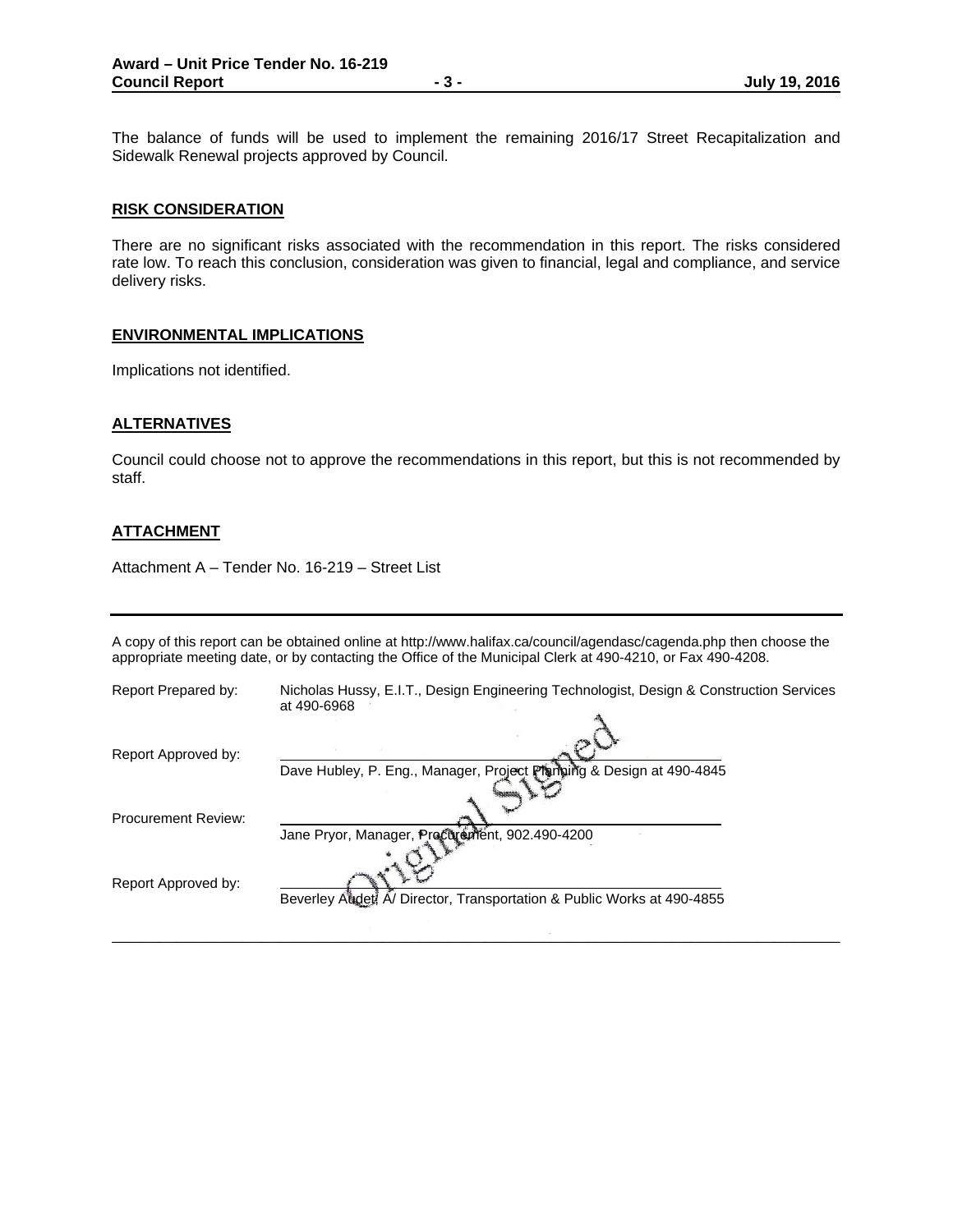The balance of funds will be used to implement the remaining 2016/17 Street Recapitalization and Sidewalk Renewal projects approved by Council.

## RISK CONSIDERATION

There are no significant risks associated with the recommendation in this report. The risks considered rate low. To reach this conclusion, consideration was given to financial, legal and compliance, and service delivery risks.

## ENVIRONMENTAL IMPLICATIONS

Implications not identified.

## ALTERNATIVES

Council could choose not to approve the recommendations in this report, but this is not recommended by staff.

## ATTACHMENT

Attachment A – Tender No. 16-219 – Street List

---

A copy of this report can be obtained online at http://www.halifax.ca/council/agendasc/cagenda.php then choose the appropriate meeting date, or by contacting the Office of the Municipal Clerk at 490-4210, or Fax 490-4208.

Report Prepared by: Nicholas Hussy, E.I.T., Design Engineering Technologist, Design & Construction Services at 490-6968

Report Approved by: Dave Hubley, P. Eng., Manager, Project Planning & Design at 490-4845

Procurement Review: Jane Pryor, Manager, Procurement, 902.490-4200

Report Approved by: Beverley Audet, A/ Director, Transportation & Public Works at 490-4855

Original Signed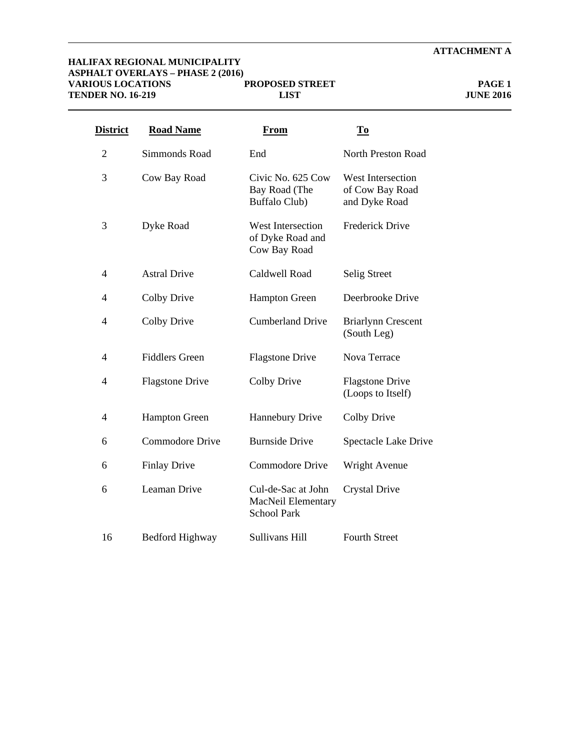**ATTACHMENT A**

**HALIFAX REGIONAL MUNICIPALITY**
**ASPHALT OVERLAYS – PHASE 2 (2016)**
**VARIOUS LOCATIONS**
**TENDER NO. 16-219**

**PROPOSED STREET LIST**

**PAGE 1**
**JUNE 2016**

| District | Road Name | From | To |
|---|---|---|---|
| 2 | Simmonds Road | End | North Preston Road |
| 3 | Cow Bay Road | Civic No. 625 Cow Bay Road (The Buffalo Club) | West Intersection of Cow Bay Road and Dyke Road |
| 3 | Dyke Road | West Intersection of Dyke Road and Cow Bay Road | Frederick Drive |
| 4 | Astral Drive | Caldwell Road | Selig Street |
| 4 | Colby Drive | Hampton Green | Deerbrooke Drive |
| 4 | Colby Drive | Cumberland Drive | Briarlynn Crescent (South Leg) |
| 4 | Fiddlers Green | Flagstone Drive | Nova Terrace |
| 4 | Flagstone Drive | Colby Drive | Flagstone Drive (Loops to Itself) |
| 4 | Hampton Green | Hannebury Drive | Colby Drive |
| 6 | Commodore Drive | Burnside Drive | Spectacle Lake Drive |
| 6 | Finlay Drive | Commodore Drive | Wright Avenue |
| 6 | Leaman Drive | Cul-de-Sac at John MacNeil Elementary School Park | Crystal Drive |
| 16 | Bedford Highway | Sullivans Hill | Fourth Street |